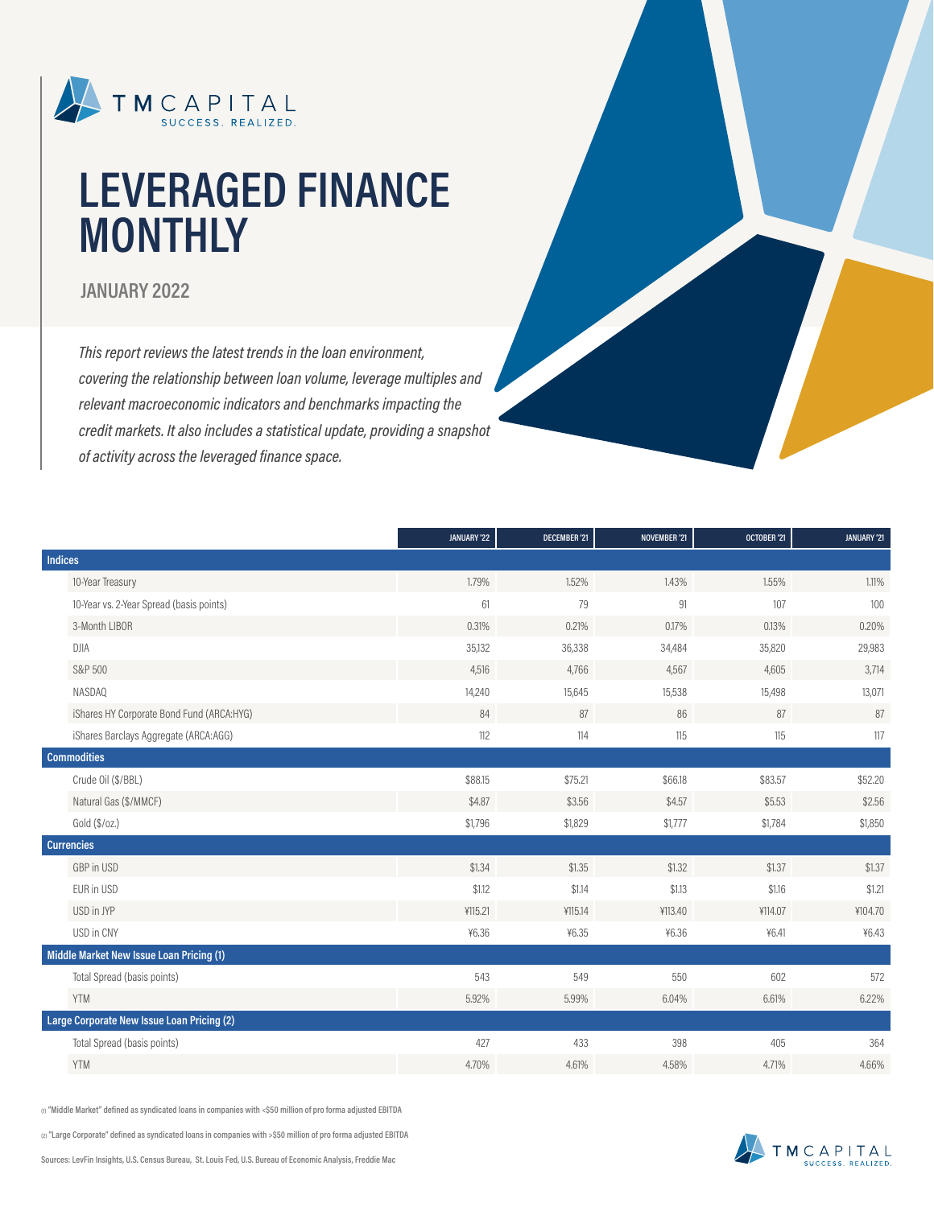# LEVERAGED FINANCE MONTHLY

## JANUARY 2022

*This report reviews the latest trends in the loan environment, covering the relationship between loan volume, leverage multiples and relevant macroeconomic indicators and benchmarks impacting the credit markets. It also includes a statistical update, providing a snapshot of activity across the leveraged finance space.*

| | JANUARY '22 | DECEMBER '21 | NOVEMBER '21 | OCTOBER '21 | JANUARY '21 |
|---|---|---|---|---|---|
| **Indices** | | | | | |
| 10-Year Treasury | 1.79% | 1.52% | 1.43% | 1.55% | 1.11% |
| 10-Year vs. 2-Year Spread (basis points) | 61 | 79 | 91 | 107 | 100 |
| 3-Month LIBOR | 0.31% | 0.21% | 0.17% | 0.13% | 0.20% |
| DJIA | 35,132 | 36,338 | 34,484 | 35,820 | 29,983 |
| S&P 500 | 4,516 | 4,766 | 4,567 | 4,605 | 3,714 |
| NASDAQ | 14,240 | 15,645 | 15,538 | 15,498 | 13,071 |
| iShares HY Corporate Bond Fund (ARCA:HYG) | 84 | 87 | 86 | 87 | 87 |
| iShares Barclays Aggregate (ARCA:AGG) | 112 | 114 | 115 | 115 | 117 |
| **Commodities** | | | | | |
| Crude Oil ($/BBL) | $88.15 | $75.21 | $66.18 | $83.57 | $52.20 |
| Natural Gas ($/MMCF) | $4.87 | $3.56 | $4.57 | $5.53 | $2.56 |
| Gold ($/oz.) | $1,796 | $1,829 | $1,777 | $1,784 | $1,850 |
| **Currencies** | | | | | |
| GBP in USD | $1.34 | $1.35 | $1.32 | $1.37 | $1.37 |
| EUR in USD | $1.12 | $1.14 | $1.13 | $1.16 | $1.21 |
| USD in JYP | ¥115.21 | ¥115.14 | ¥113.40 | ¥114.07 | ¥104.70 |
| USD in CNY | ¥6.36 | ¥6.35 | ¥6.36 | ¥6.41 | ¥6.43 |
| **Middle Market New Issue Loan Pricing (1)** | | | | | |
| Total Spread (basis points) | 543 | 549 | 550 | 602 | 572 |
| YTM | 5.92% | 5.99% | 6.04% | 6.61% | 6.22% |
| **Large Corporate New Issue Loan Pricing (2)** | | | | | |
| Total Spread (basis points) | 427 | 433 | 398 | 405 | 364 |
| YTM | 4.70% | 4.61% | 4.58% | 4.71% | 4.66% |

(1) "Middle Market" defined as syndicated loans in companies with <$50 million of pro forma adjusted EBITDA

(2) "Large Corporate" defined as syndicated loans in companies with >$50 million of pro forma adjusted EBITDA

Sources: LevFin Insights, U.S. Census Bureau, St. Louis Fed, U.S. Bureau of Economic Analysis, Freddie Mac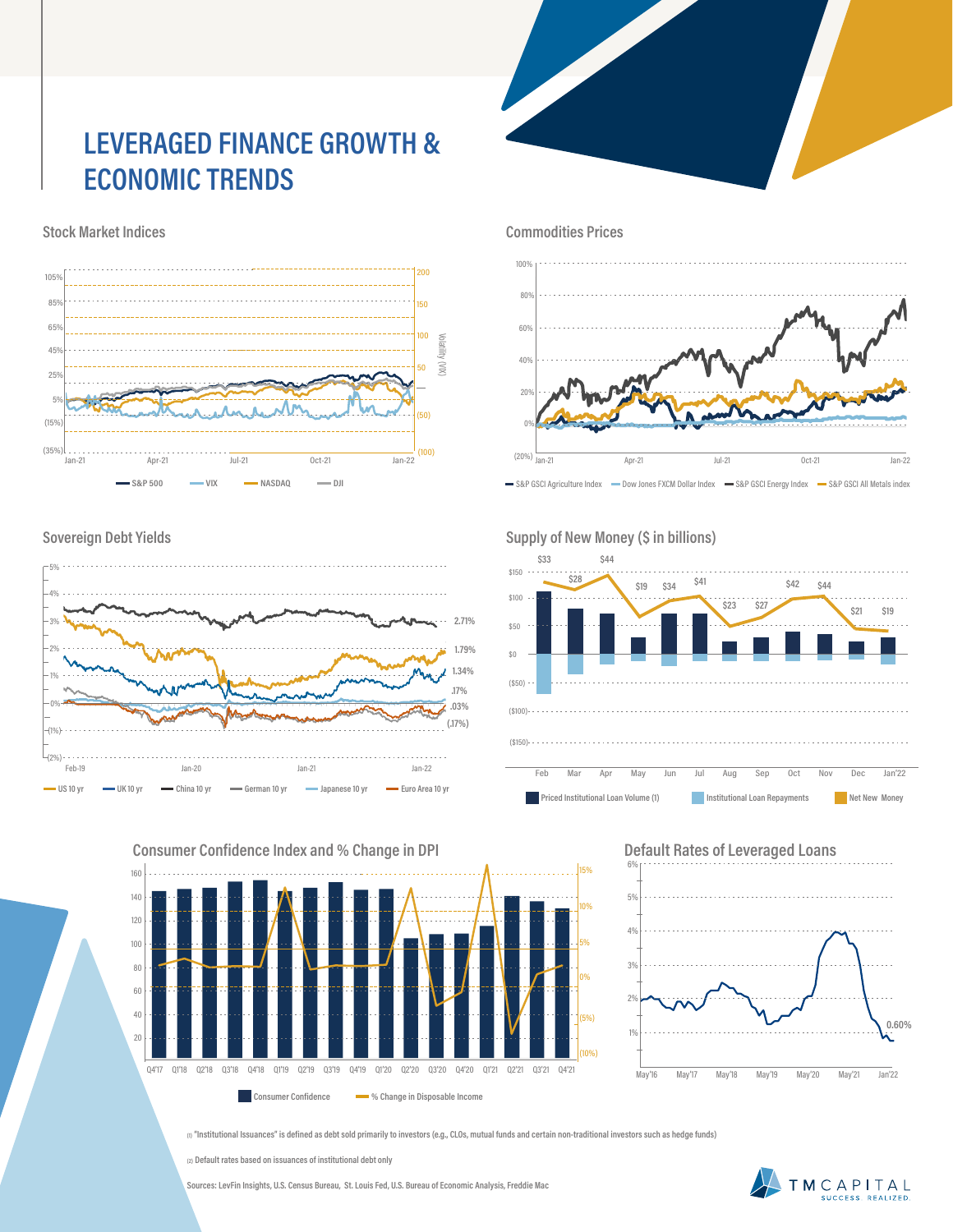# LEVERAGED FINANCE GROWTH & ECONOMIC TRENDS

## Stock Market Indices

105%
85%
65%
45%
25%
5%
(15%)
(35%)

200
150
100
50
(50)
(100)

Volatility (VIX)

Jan-21 Apr-21 Jul-21 Oct-21 Jan-22

S&P 500 VIX NASDAQ DJI

## Commodities Prices

100%
80%
60%
40%
20%
0%
(20%)

Jan-21 Apr-21 Jul-21 Oct-21 Jan-22

S&P GSCI Agriculture Index Dow Jones FXCM Dollar Index S&P GSCI Energy Index S&P GSCI All Metals index

## Sovereign Debt Yields

5%
4%
3%
2%
1%
0%
(1%)
(2%)

Feb-19 Jan-20 Jan-21 Jan-22

2.71%
1.79%
1.34%
.17%
.03%
(.17%)

US 10 yr UK 10 yr China 10 yr German 10 yr Japanese 10 yr Euro Area 10 yr

## Supply of New Money ($ in billions)

| | Feb | Mar | Apr | May | Jun | Jul | Aug | Sep | Oct | Nov | Dec | Jan'22 |
|---|---|---|---|---|---|---|---|---|---|---|---|---|
| Net New Money | $33 | $28 | $44 | $19 | $34 | $41 | $23 | $27 | $42 | $44 | $21 | $19 |

$150
$100
$50
$0
($50)
($100)
($150)

Priced Institutional Loan Volume (1) Institutional Loan Repayments Net New Money

## Consumer Confidence Index and % Change in DPI

160
140
120
100
80
60
40
20

15%
10%
5%
0%
(5%)
(10%)

Q4'17 Q1'18 Q2'18 Q3'18 Q4'18 Q1'19 Q2'19 Q3'19 Q4'19 Q1'20 Q2'20 Q3'20 Q4'20 Q1'21 Q2'21 Q3'21 Q4'21

Consumer Confidence % Change in Disposable Income

## Default Rates of Leveraged Loans

6%
5%
4%
3%
2%
1%

0.60%

May'16 May'17 May'18 May'19 May'20 May'21 Jan'22

(1) "Institutional Issuances" is defined as debt sold primarily to investors (e.g., CLOs, mutual funds and certain non-traditional investors such as hedge funds)

(2) Default rates based on issuances of institutional debt only

Sources: LevFin Insights, U.S. Census Bureau, St. Louis Fed, U.S. Bureau of Economic Analysis, Freddie Mac

TM CAPITAL SUCCESS. REALIZED.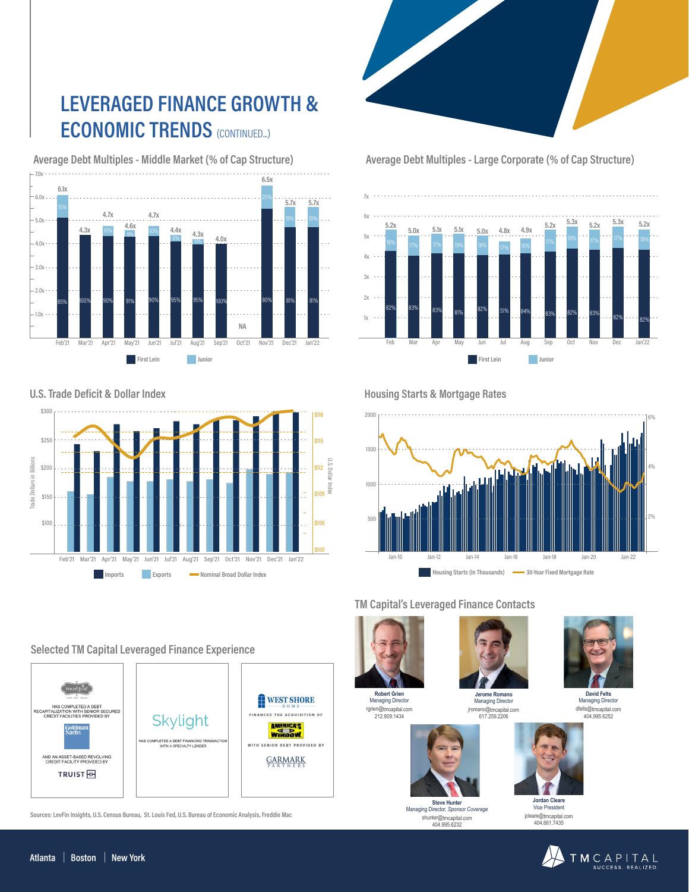# LEVERAGED FINANCE GROWTH & ECONOMIC TRENDS (CONTINUED...)

## Average Debt Multiples - Middle Market (% of Cap Structure)

7.0x
6.0x
5.0x
4.0x
3.0x
2.0x
1.0x

6.1x 15% 85%
4.3x 100%
4.7x 10% 90%
4.6x 9% 91%
4.7x 10% 90%
4.4x 5% 95%
4.3x 5% 95%
4.0x 100%
NA
6.5x 20% 80%
5.7x 19% 81%
5.7x 19% 81%

Feb'21 Mar'21 Apr'21 May'21 Jun'21 Jul'21 Aug'21 Sep'21 Oct'21 Nov'21 Dec'21 Jan'22

First Lein
Junior

## Average Debt Multiples - Large Corporate (% of Cap Structure)

7x
6x
5x
4x
3x
2x
1x

5.2x 18% 82%
5.0x 17% 83%
5.1x 17% 83%
5.1x 19% 81%
5.0x 18% 82%
4.8x 17% 51%
4.9x 16% 84%
5.2x 17% 83%
5.3x 18% 82%
5.2x 17% 83%
5.3x 17% 82%
5.2x 18% 82%

Feb Mar Apr May Jun Jul Aug Sep Oct Nov Dec Jan'22

First Lein
Junior

## U.S. Trade Deficit & Dollar Index

Trade Dollars in Billions
$300
$250
$200
$150
$100

U.S. Dollar Index
$118
$115
$112
$109
$106
$100

Feb'21 Mar'21 Apr'21 May'21 Jun'21 Jul'21 Aug'21 Sep'21 Oct'21 Nov'21 Dec'21 Jan'22

Imports
Exports
Nominal Broad Dollar Index

## Housing Starts & Mortgage Rates

2000
1500
1000
500

6%
4%
2%

Jan-10 Jan-12 Jan-14 Jan-16 Jan-18 Jan-20 Jan-22

Housing Starts (In Thousands)
30-Year Fixed Mortgage Rate

## Selected TM Capital Leveraged Finance Experience

maple
HAS COMPLETED A DEBT RECAPITALIZATION WITH SENIOR SECURED CREDIT FACILITIES PROVIDED BY
Goldman Sachs
AND AN ASSET-BASED REVOLVING CREDIT FACILITY PROVIDED BY
TRUIST

Skylight
HAS COMPLETED A DEBT FINANCING TRANSACTION WITH A SPECIALTY LENDER

WEST SHORE HOME
FINANCED THE ACQUISITION OF
AMERICA'S WINDOW
WITH SENIOR DEBT PROVIDED BY
GARMARK PARTNERS

## TM Capital's Leveraged Finance Contacts

**Robert Grien**
Managing Director
rgrien@tmcapital.com
212.809.1434

**Jerome Romano**
Managing Director
jromano@tmcapital.com
617.259.2206

**David Felts**
Managing Director
dfelts@tmcapital.com
404.995.6252

**Steve Hunter**
Managing Director, *Sponsor Coverage*
shunter@tmcapital.com
404.995.6232

**Jordan Cleare**
Vice President
jcleare@tmcapital.com
404.661.7435

Sources: LevFin Insights, U.S. Census Bureau, St. Louis Fed, U.S. Bureau of Economic Analysis, Freddie Mac

Atlanta | Boston | New York

TM CAPITAL
SUCCESS. REALIZED.